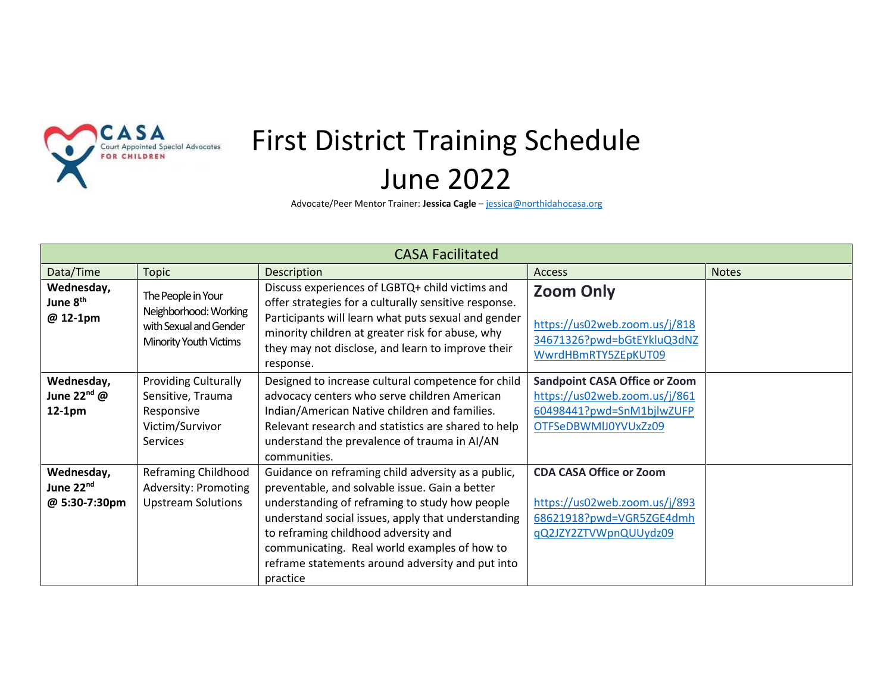# First District Training Schedule

# June 2022

Advocate/Peer Mentor Trainer: **Jessica Cagle** – jessica@northidahocasa.org

| CASA Facilitated | | | | |
|---|---|---|---|---|
| Data/Time | Topic | Description | Access | Notes |
| **Wednesday, June 8th @ 12-1pm** | The People in Your Neighborhood: Working with Sexual and Gender Minority Youth Victims | Discuss experiences of LGBTQ+ child victims and offer strategies for a culturally sensitive response. Participants will learn what puts sexual and gender minority children at greater risk for abuse, why they may not disclose, and learn to improve their response. | **Zoom Only** https://us02web.zoom.us/j/81834671326?pwd=bGtEYkluQ3dNZWwrdHBmRTY5ZEpKUT09 | |
| **Wednesday, June 22nd @ 12-1pm** | Providing Culturally Sensitive, Trauma Responsive Victim/Survivor Services | Designed to increase cultural competence for child advocacy centers who serve children American Indian/American Native children and families. Relevant research and statistics are shared to help understand the prevalence of trauma in AI/AN communities. | **Sandpoint CASA Office or Zoom** https://us02web.zoom.us/j/86160498441?pwd=SnM1bjlwZUFPOTFSeDBWMlJ0YVUxZz09 | |
| **Wednesday, June 22nd @ 5:30-7:30pm** | Reframing Childhood Adversity: Promoting Upstream Solutions | Guidance on reframing child adversity as a public, preventable, and solvable issue. Gain a better understanding of reframing to study how people understand social issues, apply that understanding to reframing childhood adversity and communicating. Real world examples of how to reframe statements around adversity and put into practice | **CDA CASA Office or Zoom** https://us02web.zoom.us/j/89368621918?pwd=VGR5ZGE4dmhqQ2JZY2ZTVWpnQUUydz09 | |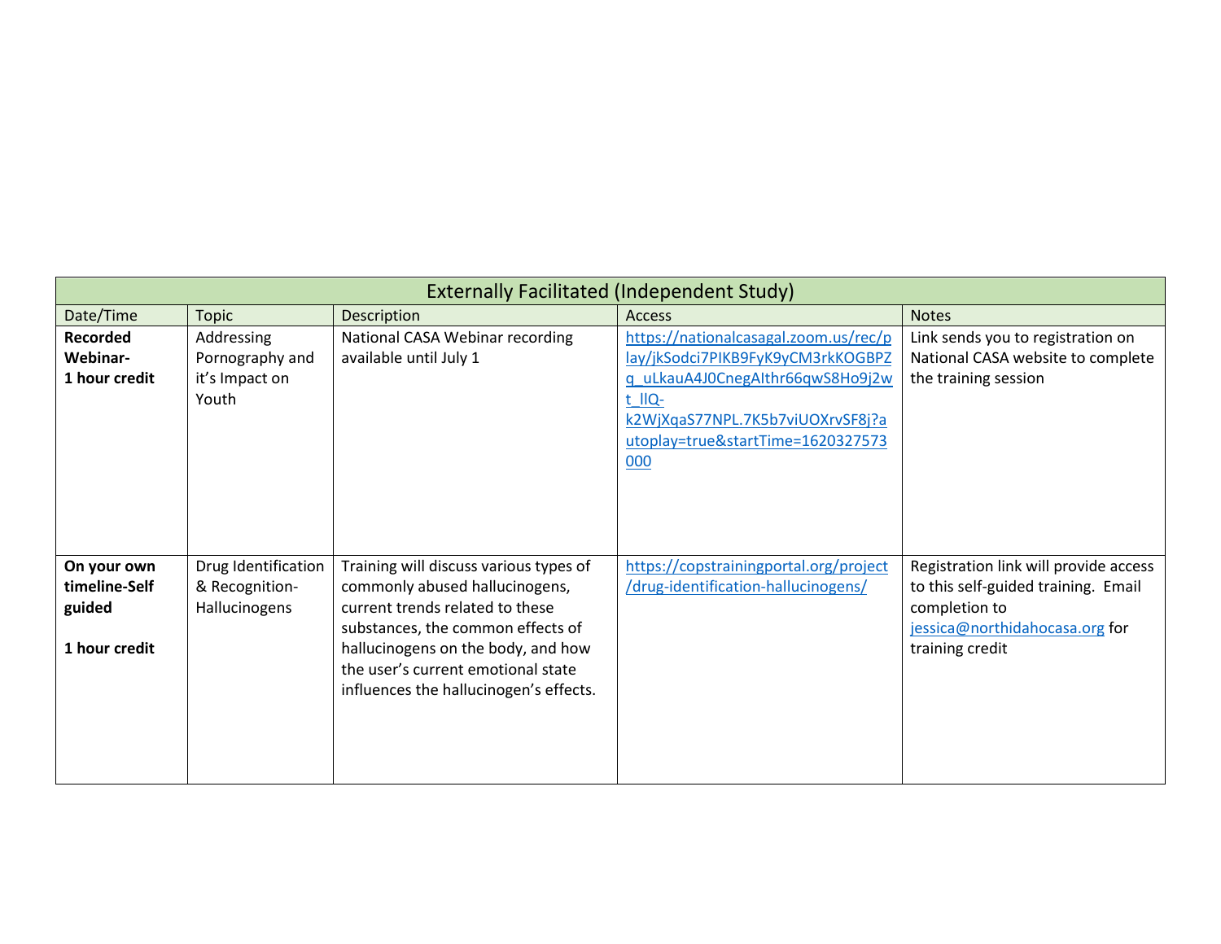| Externally Facilitated (Independent Study) | | | | |
|---|---|---|---|---|
| Date/Time | Topic | Description | Access | Notes |
| **Recorded Webinar- 1 hour credit** | Addressing Pornography and it's Impact on Youth | National CASA Webinar recording available until July 1 | https://nationalcasagal.zoom.us/rec/play/jkSodci7PIKB9FyK9yCM3rkKOGBPZq_uLkauA4J0CnegAIthr66qwS8Ho9j2wt_llQ-k2WjXqaS77NPL.7K5b7viUOXrvSF8j?autoplay=true&startTime=1620327573000 | Link sends you to registration on National CASA website to complete the training session |
| **On your own timeline-Self guided** **1 hour credit** | Drug Identification & Recognition-Hallucinogens | Training will discuss various types of commonly abused hallucinogens, current trends related to these substances, the common effects of hallucinogens on the body, and how the user's current emotional state influences the hallucinogen's effects. | https://copstrainingportal.org/project/drug-identification-hallucinogens/ | Registration link will provide access to this self-guided training. Email completion to jessica@northidahocasa.org for training credit |